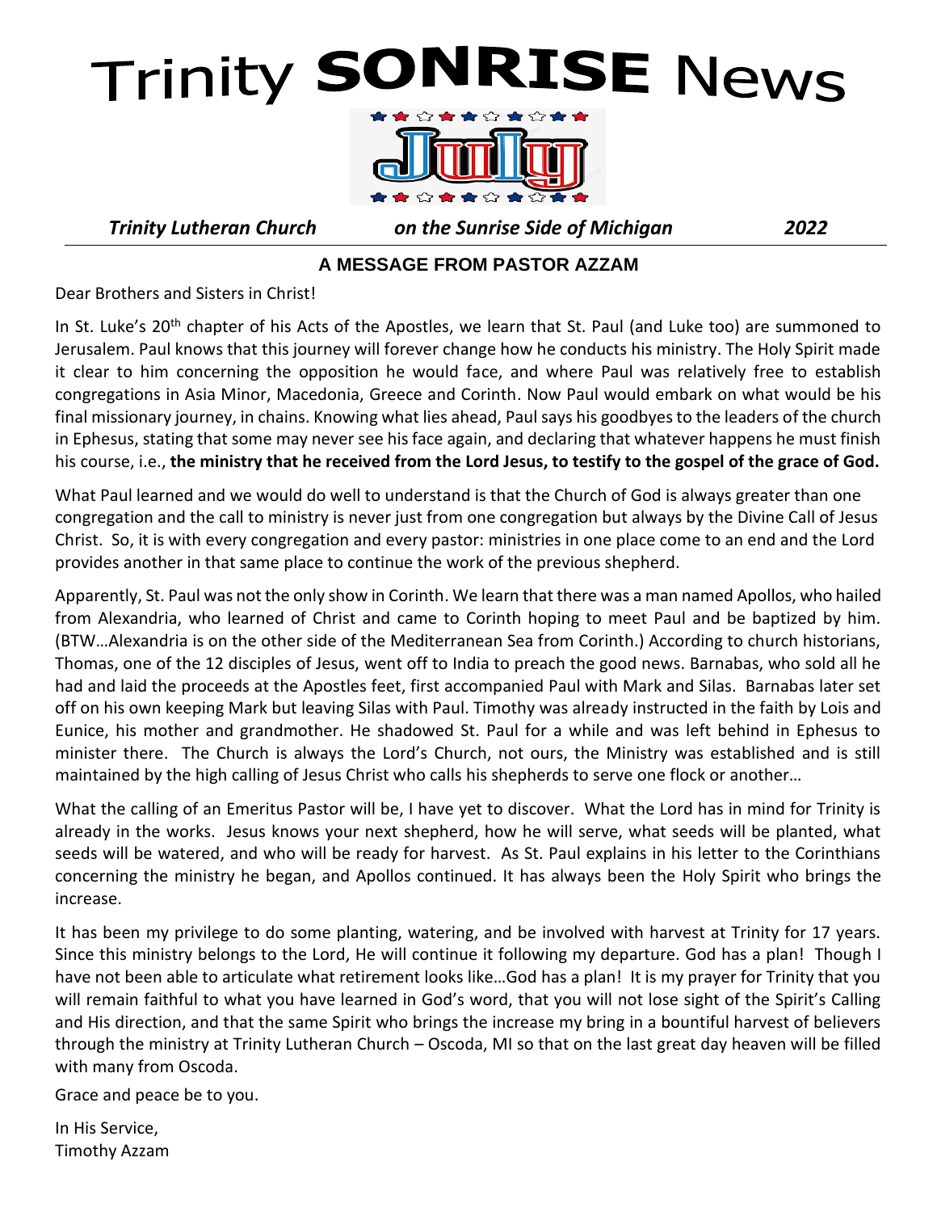# Trinity SONRISE News

July

*Trinity Lutheran Church* *on the Sunrise Side of Michigan* *2022*

## A MESSAGE FROM PASTOR AZZAM

Dear Brothers and Sisters in Christ!

In St. Luke's 20th chapter of his Acts of the Apostles, we learn that St. Paul (and Luke too) are summoned to Jerusalem. Paul knows that this journey will forever change how he conducts his ministry. The Holy Spirit made it clear to him concerning the opposition he would face, and where Paul was relatively free to establish congregations in Asia Minor, Macedonia, Greece and Corinth. Now Paul would embark on what would be his final missionary journey, in chains. Knowing what lies ahead, Paul says his goodbyes to the leaders of the church in Ephesus, stating that some may never see his face again, and declaring that whatever happens he must finish his course, i.e., **the ministry that he received from the Lord Jesus, to testify to the gospel of the grace of God.**

What Paul learned and we would do well to understand is that the Church of God is always greater than one congregation and the call to ministry is never just from one congregation but always by the Divine Call of Jesus Christ. So, it is with every congregation and every pastor: ministries in one place come to an end and the Lord provides another in that same place to continue the work of the previous shepherd.

Apparently, St. Paul was not the only show in Corinth. We learn that there was a man named Apollos, who hailed from Alexandria, who learned of Christ and came to Corinth hoping to meet Paul and be baptized by him. (BTW…Alexandria is on the other side of the Mediterranean Sea from Corinth.) According to church historians, Thomas, one of the 12 disciples of Jesus, went off to India to preach the good news. Barnabas, who sold all he had and laid the proceeds at the Apostles feet, first accompanied Paul with Mark and Silas. Barnabas later set off on his own keeping Mark but leaving Silas with Paul. Timothy was already instructed in the faith by Lois and Eunice, his mother and grandmother. He shadowed St. Paul for a while and was left behind in Ephesus to minister there. The Church is always the Lord's Church, not ours, the Ministry was established and is still maintained by the high calling of Jesus Christ who calls his shepherds to serve one flock or another…

What the calling of an Emeritus Pastor will be, I have yet to discover. What the Lord has in mind for Trinity is already in the works. Jesus knows your next shepherd, how he will serve, what seeds will be planted, what seeds will be watered, and who will be ready for harvest. As St. Paul explains in his letter to the Corinthians concerning the ministry he began, and Apollos continued. It has always been the Holy Spirit who brings the increase.

It has been my privilege to do some planting, watering, and be involved with harvest at Trinity for 17 years. Since this ministry belongs to the Lord, He will continue it following my departure. God has a plan! Though I have not been able to articulate what retirement looks like…God has a plan! It is my prayer for Trinity that you will remain faithful to what you have learned in God's word, that you will not lose sight of the Spirit's Calling and His direction, and that the same Spirit who brings the increase my bring in a bountiful harvest of believers through the ministry at Trinity Lutheran Church – Oscoda, MI so that on the last great day heaven will be filled with many from Oscoda.

Grace and peace be to you.

In His Service,
Timothy Azzam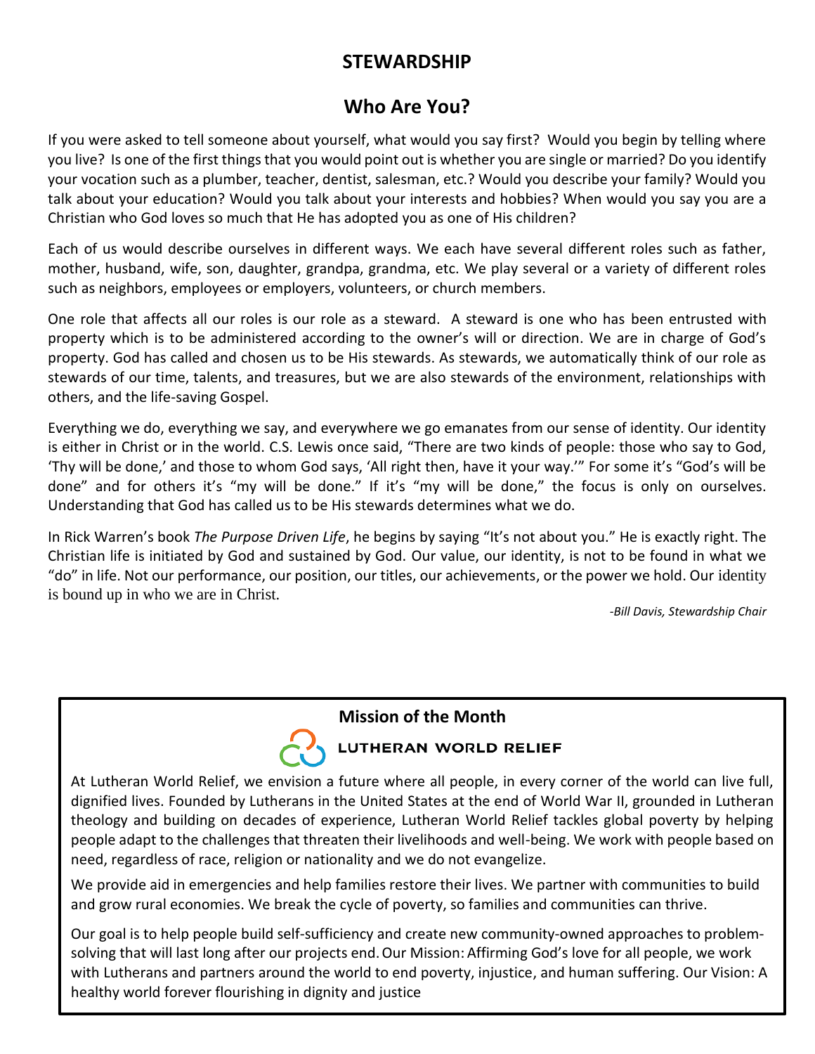# STEWARDSHIP

## Who Are You?

If you were asked to tell someone about yourself, what would you say first? Would you begin by telling where you live? Is one of the first things that you would point out is whether you are single or married? Do you identify your vocation such as a plumber, teacher, dentist, salesman, etc.? Would you describe your family? Would you talk about your education? Would you talk about your interests and hobbies? When would you say you are a Christian who God loves so much that He has adopted you as one of His children?

Each of us would describe ourselves in different ways. We each have several different roles such as father, mother, husband, wife, son, daughter, grandpa, grandma, etc. We play several or a variety of different roles such as neighbors, employees or employers, volunteers, or church members.

One role that affects all our roles is our role as a steward. A steward is one who has been entrusted with property which is to be administered according to the owner's will or direction. We are in charge of God's property. God has called and chosen us to be His stewards. As stewards, we automatically think of our role as stewards of our time, talents, and treasures, but we are also stewards of the environment, relationships with others, and the life-saving Gospel.

Everything we do, everything we say, and everywhere we go emanates from our sense of identity. Our identity is either in Christ or in the world. C.S. Lewis once said, "There are two kinds of people: those who say to God, 'Thy will be done,' and those to whom God says, 'All right then, have it your way.'" For some it's "God's will be done" and for others it's "my will be done." If it's "my will be done," the focus is only on ourselves. Understanding that God has called us to be His stewards determines what we do.

In Rick Warren's book *The Purpose Driven Life*, he begins by saying "It's not about you." He is exactly right. The Christian life is initiated by God and sustained by God. Our value, our identity, is not to be found in what we "do" in life. Not our performance, our position, our titles, our achievements, or the power we hold. Our identity is bound up in who we are in Christ.

*-Bill Davis, Stewardship Chair*

### Mission of the Month

**LUTHERAN WORLD RELIEF**

At Lutheran World Relief, we envision a future where all people, in every corner of the world can live full, dignified lives. Founded by Lutherans in the United States at the end of World War II, grounded in Lutheran theology and building on decades of experience, Lutheran World Relief tackles global poverty by helping people adapt to the challenges that threaten their livelihoods and well-being. We work with people based on need, regardless of race, religion or nationality and we do not evangelize.

We provide aid in emergencies and help families restore their lives. We partner with communities to build and grow rural economies. We break the cycle of poverty, so families and communities can thrive.

Our goal is to help people build self-sufficiency and create new community-owned approaches to problem-solving that will last long after our projects end. Our Mission: Affirming God's love for all people, we work with Lutherans and partners around the world to end poverty, injustice, and human suffering. Our Vision: A healthy world forever flourishing in dignity and justice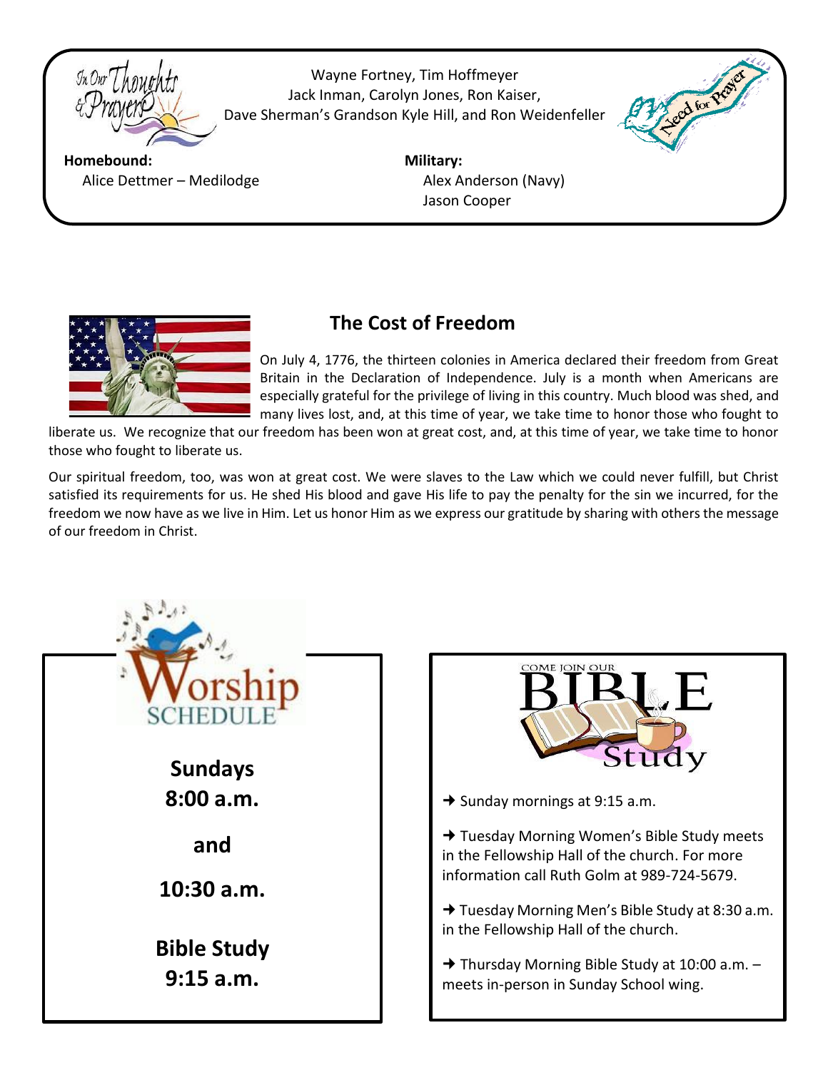In Our Thoughts & Prayers

Need for Prayer

Wayne Fortney, Tim Hoffmeyer
Jack Inman, Carolyn Jones, Ron Kaiser,
Dave Sherman's Grandson Kyle Hill, and Ron Weidenfeller

**Homebound:**
Alice Dettmer – Medilodge

**Military:**
Alex Anderson (Navy)
Jason Cooper

## The Cost of Freedom

On July 4, 1776, the thirteen colonies in America declared their freedom from Great Britain in the Declaration of Independence. July is a month when Americans are especially grateful for the privilege of living in this country. Much blood was shed, and many lives lost, and, at this time of year, we take time to honor those who fought to liberate us. We recognize that our freedom has been won at great cost, and, at this time of year, we take time to honor those who fought to liberate us.

Our spiritual freedom, too, was won at great cost. We were slaves to the Law which we could never fulfill, but Christ satisfied its requirements for us. He shed His blood and gave His life to pay the penalty for the sin we incurred, for the freedom we now have as we live in Him. Let us honor Him as we express our gratitude by sharing with others the message of our freedom in Christ.

## Worship Schedule

**Sundays**
**8:00 a.m.**

**and**

**10:30 a.m.**

**Bible Study**
**9:15 a.m.**

## Come Join Our Bible Study

→ Sunday mornings at 9:15 a.m.

→ Tuesday Morning Women's Bible Study meets in the Fellowship Hall of the church. For more information call Ruth Golm at 989-724-5679.

→ Tuesday Morning Men's Bible Study at 8:30 a.m. in the Fellowship Hall of the church.

→ Thursday Morning Bible Study at 10:00 a.m. – meets in-person in Sunday School wing.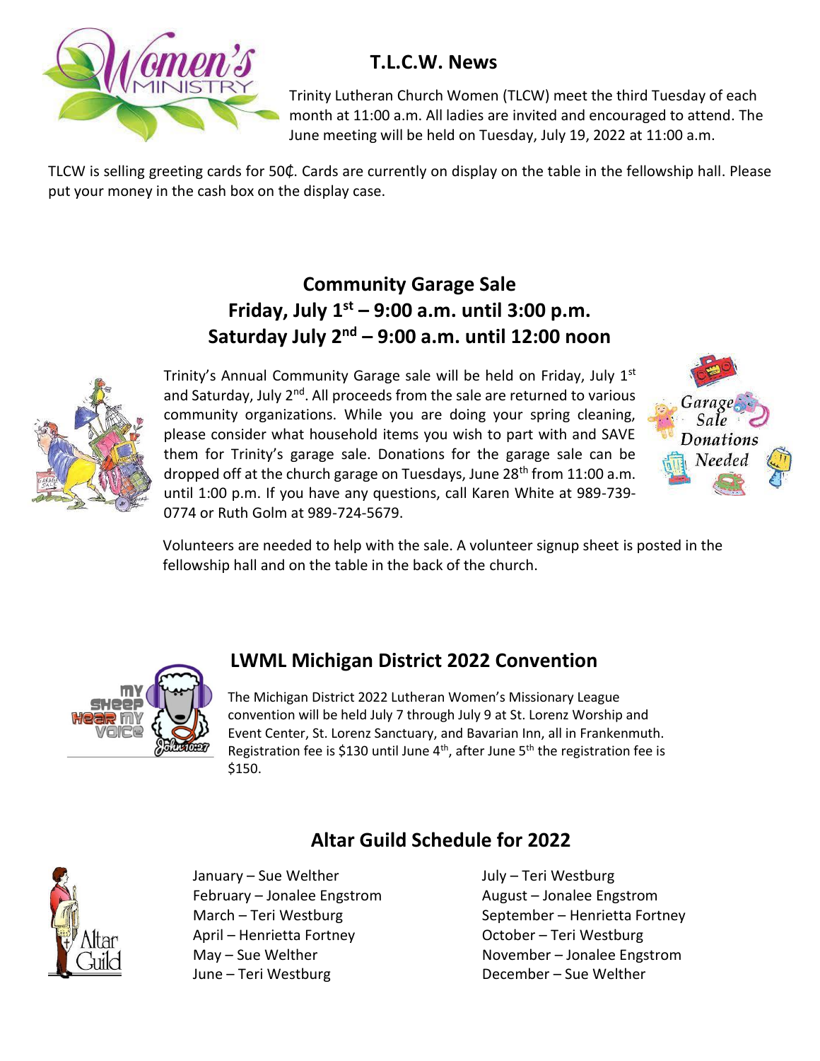## T.L.C.W. News

Trinity Lutheran Church Women (TLCW) meet the third Tuesday of each month at 11:00 a.m. All ladies are invited and encouraged to attend. The June meeting will be held on Tuesday, July 19, 2022 at 11:00 a.m.

TLCW is selling greeting cards for 50₵. Cards are currently on display on the table in the fellowship hall. Please put your money in the cash box on the display case.

## Community Garage Sale
## Friday, July 1st – 9:00 a.m. until 3:00 p.m.
## Saturday July 2nd – 9:00 a.m. until 12:00 noon

Trinity's Annual Community Garage sale will be held on Friday, July 1st and Saturday, July 2nd. All proceeds from the sale are returned to various community organizations. While you are doing your spring cleaning, please consider what household items you wish to part with and SAVE them for Trinity's garage sale. Donations for the garage sale can be dropped off at the church garage on Tuesdays, June 28th from 11:00 a.m. until 1:00 p.m. If you have any questions, call Karen White at 989-739-0774 or Ruth Golm at 989-724-5679.

Volunteers are needed to help with the sale. A volunteer signup sheet is posted in the fellowship hall and on the table in the back of the church.

## LWML Michigan District 2022 Convention

The Michigan District 2022 Lutheran Women's Missionary League convention will be held July 7 through July 9 at St. Lorenz Worship and Event Center, St. Lorenz Sanctuary, and Bavarian Inn, all in Frankenmuth. Registration fee is $130 until June 4th, after June 5th the registration fee is $150.

## Altar Guild Schedule for 2022

January – Sue Welther
February – Jonalee Engstrom
March – Teri Westburg
April – Henrietta Fortney
May – Sue Welther
June – Teri Westburg
July – Teri Westburg
August – Jonalee Engstrom
September – Henrietta Fortney
October – Teri Westburg
November – Jonalee Engstrom
December – Sue Welther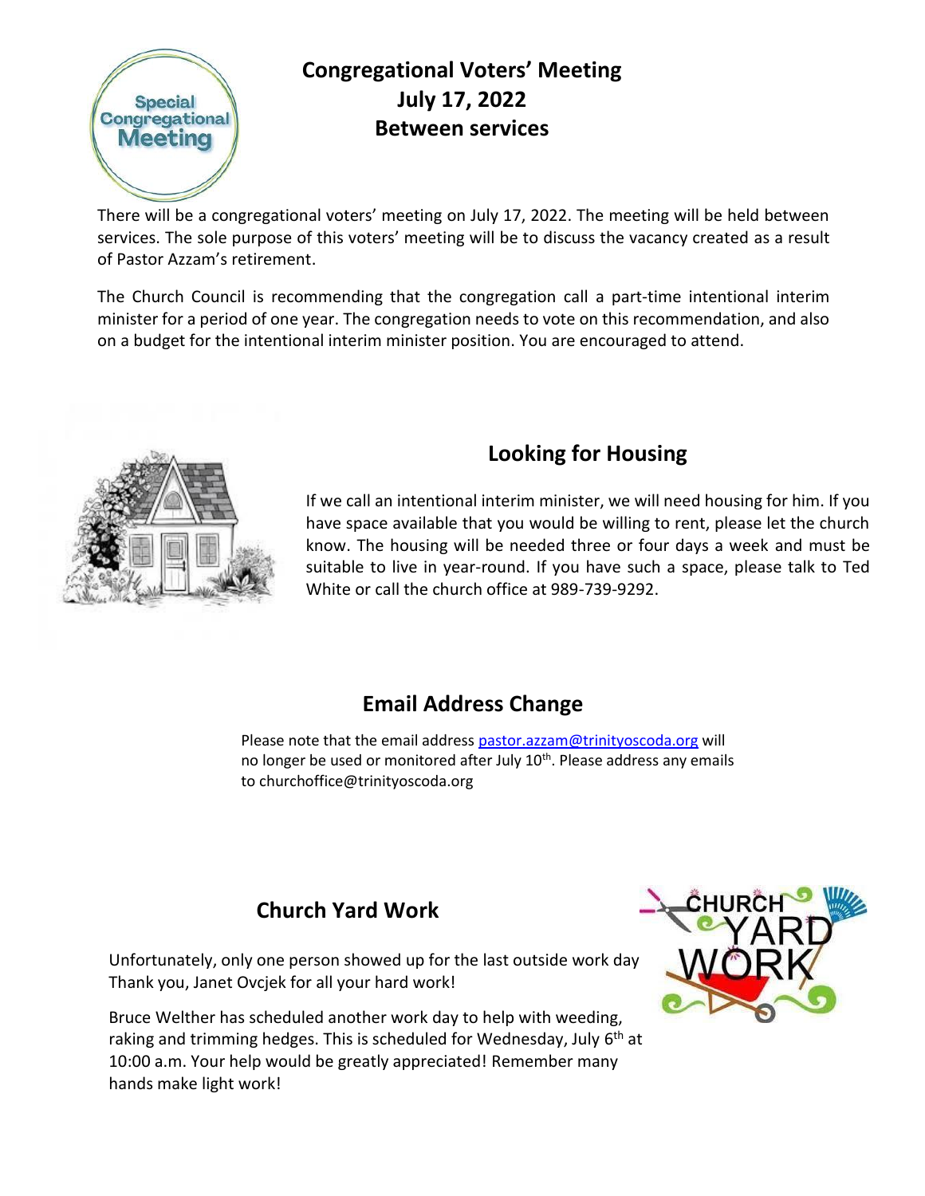## Congregational Voters' Meeting
## July 17, 2022
## Between services

There will be a congregational voters' meeting on July 17, 2022. The meeting will be held between services. The sole purpose of this voters' meeting will be to discuss the vacancy created as a result of Pastor Azzam's retirement.

The Church Council is recommending that the congregation call a part-time intentional interim minister for a period of one year. The congregation needs to vote on this recommendation, and also on a budget for the intentional interim minister position. You are encouraged to attend.

## Looking for Housing

If we call an intentional interim minister, we will need housing for him. If you have space available that you would be willing to rent, please let the church know. The housing will be needed three or four days a week and must be suitable to live in year-round. If you have such a space, please talk to Ted White or call the church office at 989-739-9292.

## Email Address Change

Please note that the email address pastor.azzam@trinityoscoda.org will no longer be used or monitored after July 10th. Please address any emails to churchoffice@trinityoscoda.org

## Church Yard Work

Unfortunately, only one person showed up for the last outside work day Thank you, Janet Ovcjek for all your hard work!

Bruce Welther has scheduled another work day to help with weeding, raking and trimming hedges. This is scheduled for Wednesday, July 6th at 10:00 a.m. Your help would be greatly appreciated! Remember many hands make light work!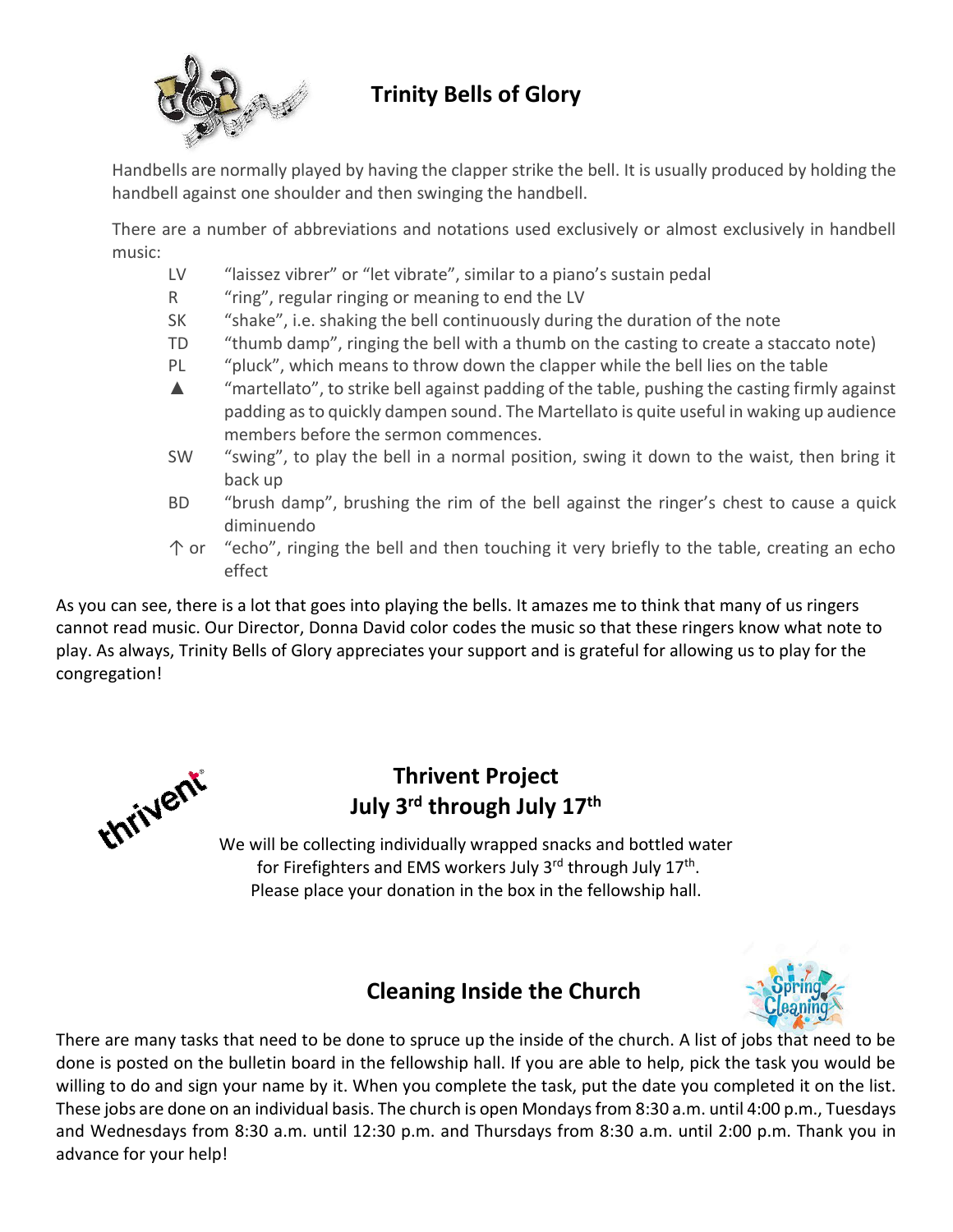## Trinity Bells of Glory

Handbells are normally played by having the clapper strike the bell. It is usually produced by holding the handbell against one shoulder and then swinging the handbell.

There are a number of abbreviations and notations used exclusively or almost exclusively in handbell music:

- LV "laissez vibrer" or "let vibrate", similar to a piano's sustain pedal
- R "ring", regular ringing or meaning to end the LV
- SK "shake", i.e. shaking the bell continuously during the duration of the note
- TD "thumb damp", ringing the bell with a thumb on the casting to create a staccato note)
- PL "pluck", which means to throw down the clapper while the bell lies on the table
- ▲ "martellato", to strike bell against padding of the table, pushing the casting firmly against padding as to quickly dampen sound. The Martellato is quite useful in waking up audience members before the sermon commences.
- SW "swing", to play the bell in a normal position, swing it down to the waist, then bring it back up
- BD "brush damp", brushing the rim of the bell against the ringer's chest to cause a quick diminuendo
- ↑ or "echo", ringing the bell and then touching it very briefly to the table, creating an echo effect

As you can see, there is a lot that goes into playing the bells. It amazes me to think that many of us ringers cannot read music. Our Director, Donna David color codes the music so that these ringers know what note to play. As always, Trinity Bells of Glory appreciates your support and is grateful for allowing us to play for the congregation!

## Thrivent Project
## July 3rd through July 17th

We will be collecting individually wrapped snacks and bottled water for Firefighters and EMS workers July 3rd through July 17th.
Please place your donation in the box in the fellowship hall.

## Cleaning Inside the Church

There are many tasks that need to be done to spruce up the inside of the church. A list of jobs that need to be done is posted on the bulletin board in the fellowship hall. If you are able to help, pick the task you would be willing to do and sign your name by it. When you complete the task, put the date you completed it on the list. These jobs are done on an individual basis. The church is open Mondays from 8:30 a.m. until 4:00 p.m., Tuesdays and Wednesdays from 8:30 a.m. until 12:30 p.m. and Thursdays from 8:30 a.m. until 2:00 p.m. Thank you in advance for your help!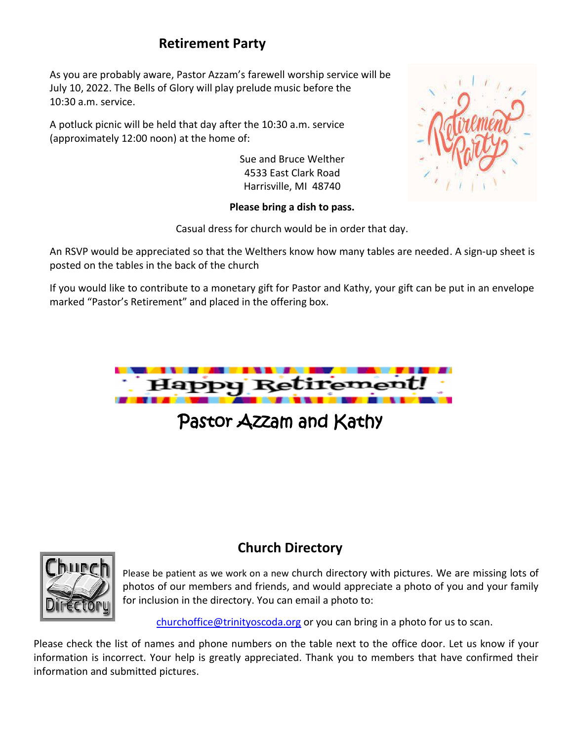## Retirement Party

As you are probably aware, Pastor Azzam's farewell worship service will be July 10, 2022. The Bells of Glory will play prelude music before the 10:30 a.m. service.

A potluck picnic will be held that day after the 10:30 a.m. service (approximately 12:00 noon) at the home of:

Sue and Bruce Welther
4533 East Clark Road
Harrisville, MI 48740

**Please bring a dish to pass.**

Casual dress for church would be in order that day.

An RSVP would be appreciated so that the Welthers know how many tables are needed. A sign-up sheet is posted on the tables in the back of the church

If you would like to contribute to a monetary gift for Pastor and Kathy, your gift can be put in an envelope marked "Pastor's Retirement" and placed in the offering box.

Happy Retirement!

Pastor Azzam and Kathy

## Church Directory

Please be patient as we work on a new church directory with pictures. We are missing lots of photos of our members and friends, and would appreciate a photo of you and your family for inclusion in the directory. You can email a photo to:

churchoffice@trinityoscoda.org or you can bring in a photo for us to scan.

Please check the list of names and phone numbers on the table next to the office door. Let us know if your information is incorrect. Your help is greatly appreciated. Thank you to members that have confirmed their information and submitted pictures.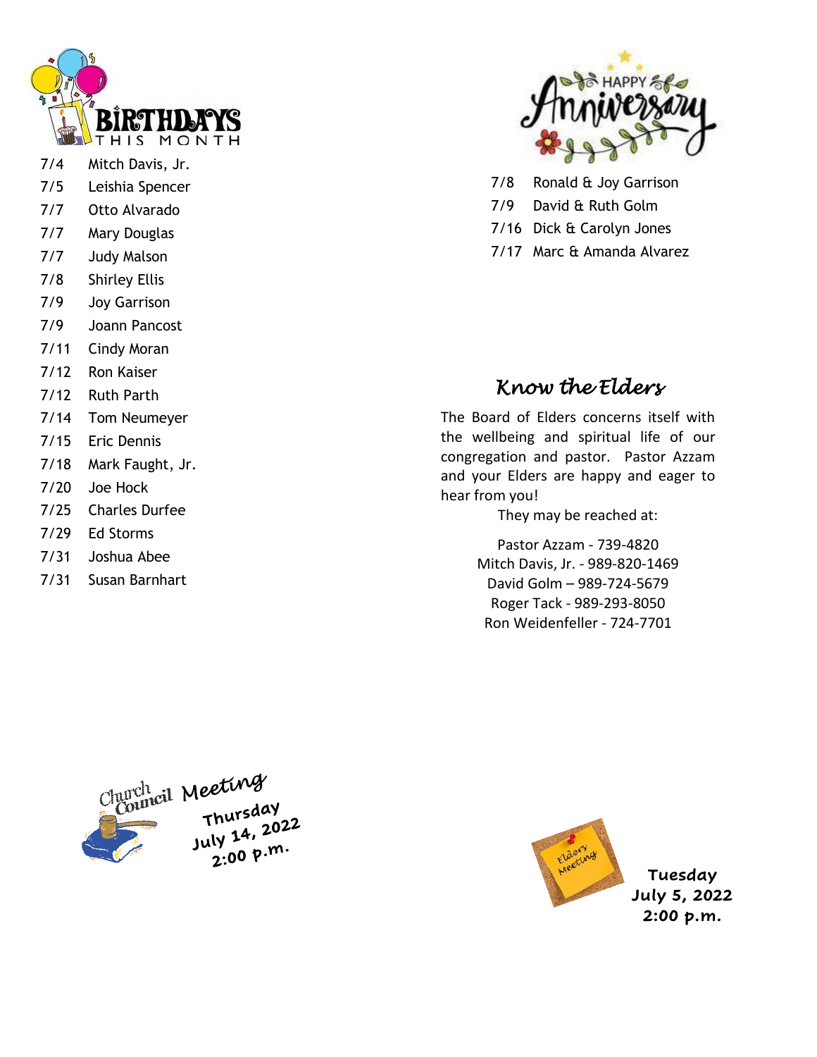## Birthdays This Month

| | |
|---|---|
| 7/4 | Mitch Davis, Jr. |
| 7/5 | Leishia Spencer |
| 7/7 | Otto Alvarado |
| 7/7 | Mary Douglas |
| 7/7 | Judy Malson |
| 7/8 | Shirley Ellis |
| 7/9 | Joy Garrison |
| 7/9 | Joann Pancost |
| 7/11 | Cindy Moran |
| 7/12 | Ron Kaiser |
| 7/12 | Ruth Parth |
| 7/14 | Tom Neumeyer |
| 7/15 | Eric Dennis |
| 7/18 | Mark Faught, Jr. |
| 7/20 | Joe Hock |
| 7/25 | Charles Durfee |
| 7/29 | Ed Storms |
| 7/31 | Joshua Abee |
| 7/31 | Susan Barnhart |

## Happy Anniversary

| | |
|---|---|
| 7/8 | Ronald & Joy Garrison |
| 7/9 | David & Ruth Golm |
| 7/16 | Dick & Carolyn Jones |
| 7/17 | Marc & Amanda Alvarez |

## *Know the Elders*

The Board of Elders concerns itself with the wellbeing and spiritual life of our congregation and pastor. Pastor Azzam and your Elders are happy and eager to hear from you!

They may be reached at:

Pastor Azzam - 739-4820
Mitch Davis, Jr. - 989-820-1469
David Golm – 989-724-5679
Roger Tack - 989-293-8050
Ron Weidenfeller - 724-7701

**Church Council Meeting**
**Thursday**
**July 14, 2022**
**2:00 p.m.**

**Elders Meeting**
**Tuesday**
**July 5, 2022**
**2:00 p.m.**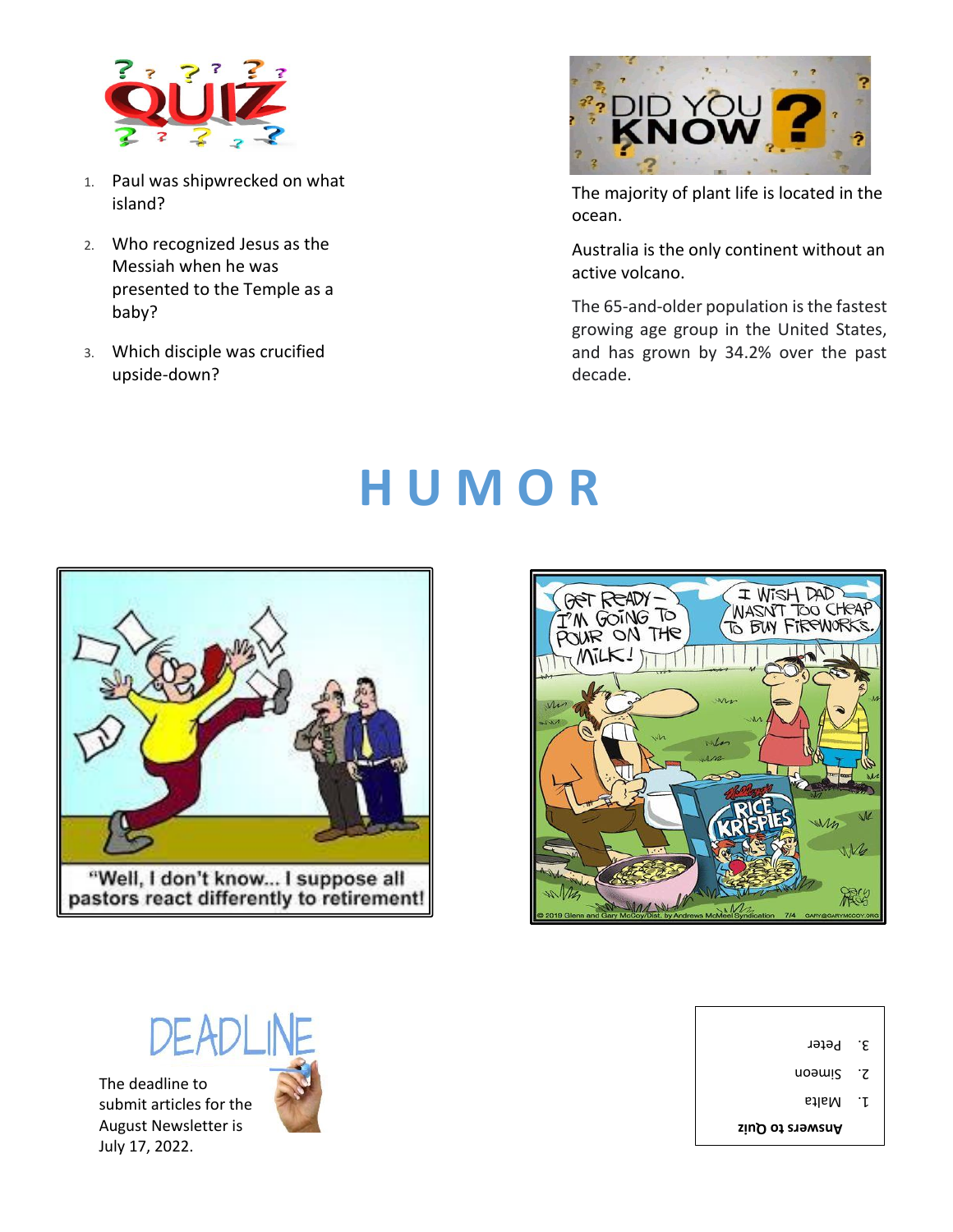# QUIZ

1. Paul was shipwrecked on what island?
2. Who recognized Jesus as the Messiah when he was presented to the Temple as a baby?
3. Which disciple was crucified upside-down?

# DID YOU KNOW?

The majority of plant life is located in the ocean.

Australia is the only continent without an active volcano.

The 65-and-older population is the fastest growing age group in the United States, and has grown by 34.2% over the past decade.

# HUMOR

"Well, I don't know... I suppose all pastors react differently to retirement!"

# DEADLINE

The deadline to submit articles for the August Newsletter is July 17, 2022.

**Answers to Quiz**

1. Malta
2. Simeon
3. Peter